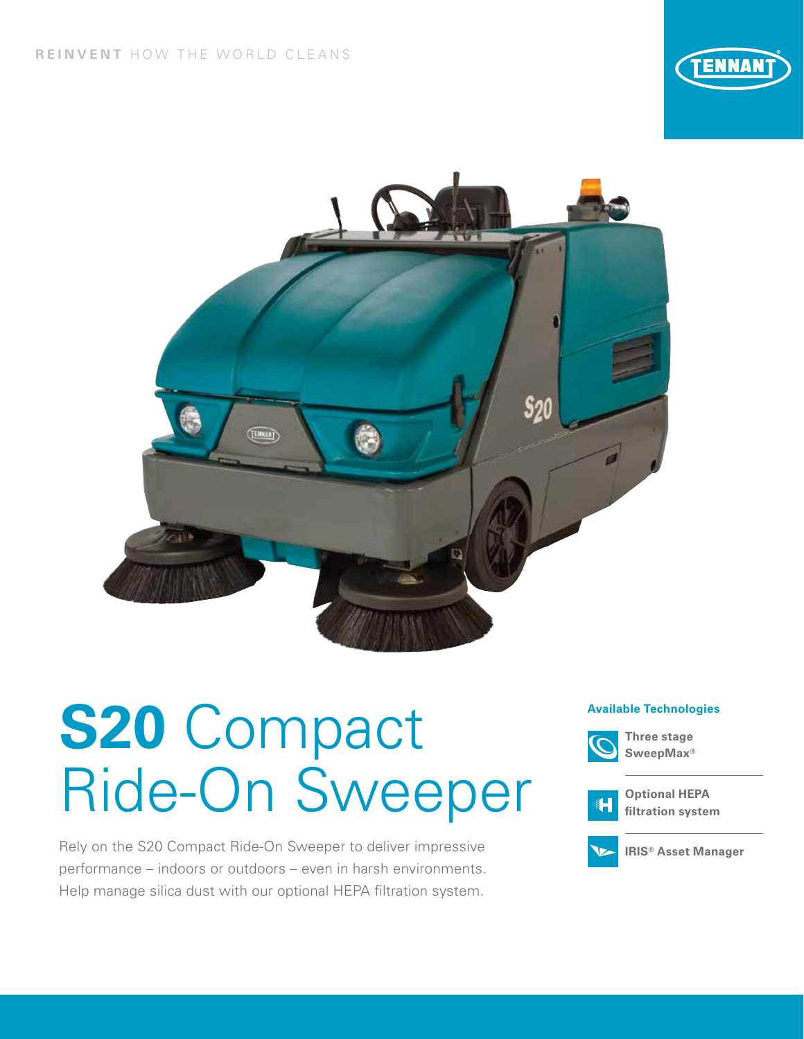**REINVENT** HOW THE WORLD CLEANS

TENNANT

# **S20** Compact Ride-On Sweeper

Rely on the S20 Compact Ride-On Sweeper to deliver impressive performance – indoors or outdoors – even in harsh environments. Help manage silica dust with our optional HEPA filtration system.

### Available Technologies

- **Three stage SweepMax®**
- **Optional HEPA filtration system**
- **IRIS® Asset Manager**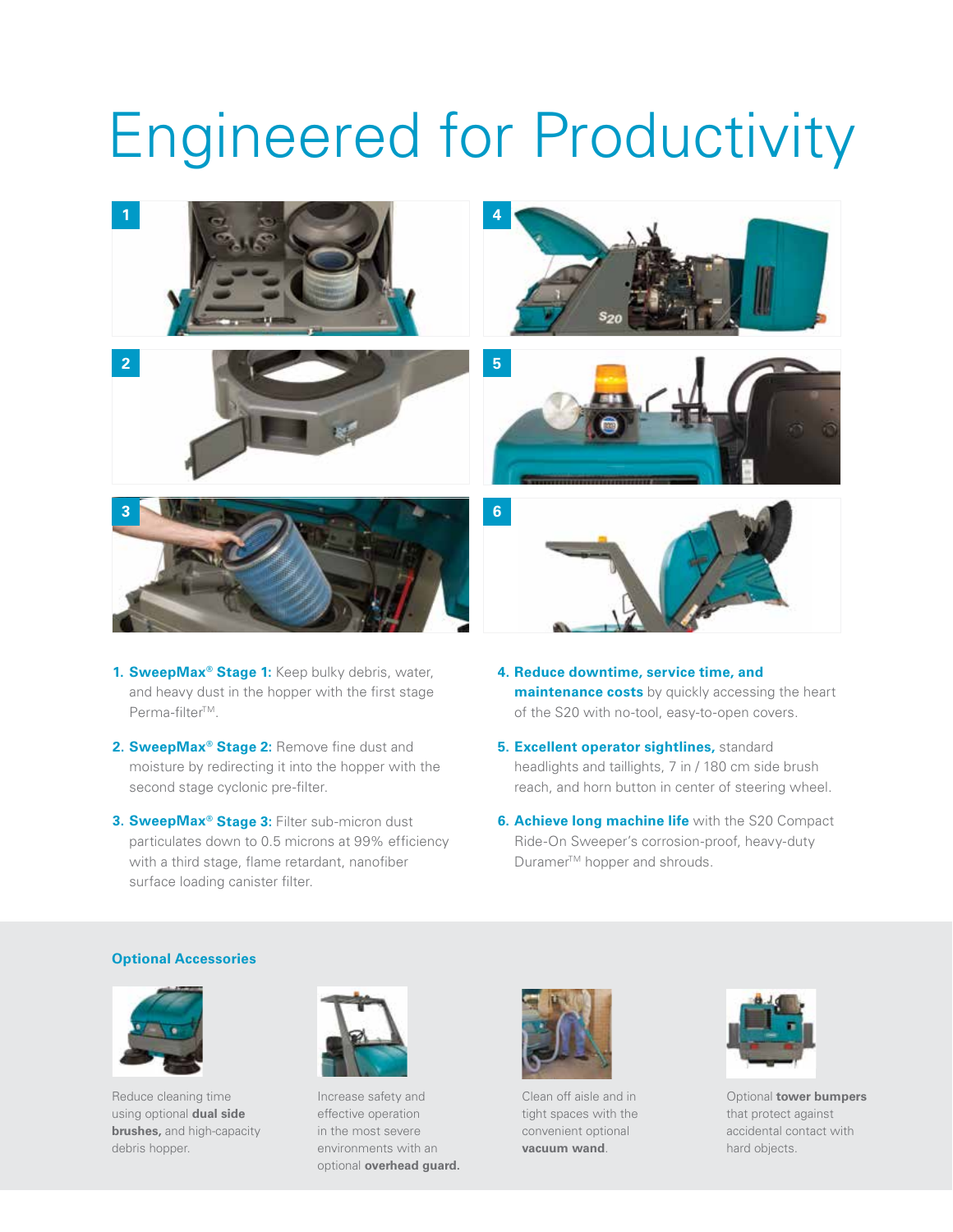# Engineered for Productivity

1. **SweepMax® Stage 1:** Keep bulky debris, water, and heavy dust in the hopper with the first stage Perma-filter™.

2. **SweepMax® Stage 2:** Remove fine dust and moisture by redirecting it into the hopper with the second stage cyclonic pre-filter.

3. **SweepMax® Stage 3:** Filter sub-micron dust particulates down to 0.5 microns at 99% efficiency with a third stage, flame retardant, nanofiber surface loading canister filter.

4. **Reduce downtime, service time, and maintenance costs** by quickly accessing the heart of the S20 with no-tool, easy-to-open covers.

5. **Excellent operator sightlines,** standard headlights and taillights, 7 in / 180 cm side brush reach, and horn button in center of steering wheel.

6. **Achieve long machine life** with the S20 Compact Ride-On Sweeper's corrosion-proof, heavy-duty Duramer™ hopper and shrouds.

## Optional Accessories

Reduce cleaning time using optional **dual side brushes,** and high-capacity debris hopper.

Increase safety and effective operation in the most severe environments with an optional **overhead guard.**

Clean off aisle and in tight spaces with the convenient optional **vacuum wand**.

Optional **tower bumpers** that protect against accidental contact with hard objects.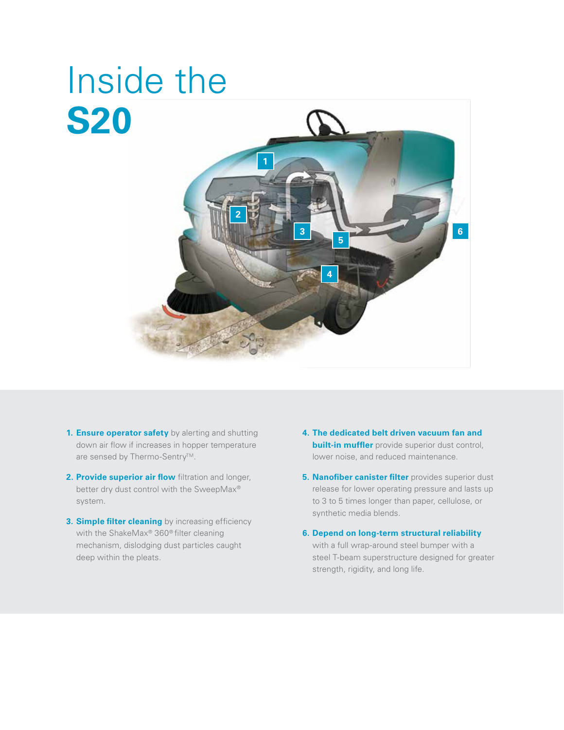# Inside the **S20**

1. **Ensure operator safety** by alerting and shutting down air flow if increases in hopper temperature are sensed by Thermo-Sentry™.
2. **Provide superior air flow** filtration and longer, better dry dust control with the SweepMax® system.
3. **Simple filter cleaning** by increasing efficiency with the ShakeMax® 360® filter cleaning mechanism, dislodging dust particles caught deep within the pleats.
4. **The dedicated belt driven vacuum fan and built-in muffler** provide superior dust control, lower noise, and reduced maintenance.
5. **Nanofiber canister filter** provides superior dust release for lower operating pressure and lasts up to 3 to 5 times longer than paper, cellulose, or synthetic media blends.
6. **Depend on long-term structural reliability** with a full wrap-around steel bumper with a steel T-beam superstructure designed for greater strength, rigidity, and long life.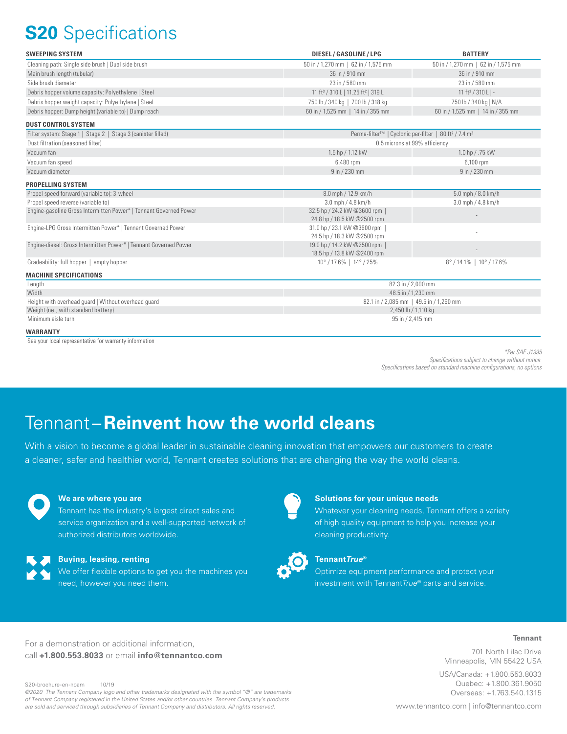# **S20** Specifications

| SWEEPING SYSTEM | DIESEL / GASOLINE / LPG | BATTERY |
|---|---|---|
| Cleaning path: Single side brush \| Dual side brush | 50 in / 1,270 mm \| 62 in / 1,575 mm | 50 in / 1,270 mm \| 62 in / 1,575 mm |
| Main brush length (tubular) | 36 in / 910 mm | 36 in / 910 mm |
| Side brush diameter | 23 in / 580 mm | 23 in / 580 mm |
| Debris hopper volume capacity: Polyethylene \| Steel | 11 ft³ / 310 L \| 11.25 ft³ \| 319 L | 11 ft³ / 310 L \| - |
| Debris hopper weight capacity: Polyethylene \| Steel | 750 lb / 340 kg \| 700 lb / 318 kg | 750 lb / 340 kg \| N/A |
| Debris hopper: Dump height (variable to) \| Dump reach | 60 in / 1,525 mm \| 14 in / 355 mm | 60 in / 1,525 mm \| 14 in / 355 mm |
| **DUST CONTROL SYSTEM** | | |
| Filter system: Stage 1 \| Stage 2 \| Stage 3 (canister filled) | Perma-filter™ \| Cyclonic per-filter \| 80 ft² / 7.4 m² | |
| Dust filtration (seasoned filter) | 0.5 microns at 99% efficiency | |
| Vacuum fan | 1.5 hp / 1.12 kW | 1.0 hp / .75 kW |
| Vacuum fan speed | 6,480 rpm | 6,100 rpm |
| Vacuum diameter | 9 in / 230 mm | 9 in / 230 mm |
| **PROPELLING SYSTEM** | | |
| Propel speed forward (variable to): 3-wheel | 8.0 mph / 12.9 km/h | 5.0 mph / 8.0 km/h |
| Propel speed reverse (variable to) | 3.0 mph / 4.8 km/h | 3.0 mph / 4.8 km/h |
| Engine-gasoline Gross Intermitten Power* \| Tennant Governed Power | 32.5 hp / 24.2 kW @3600 rpm \| 24.8 hp / 18.5 kW @2500 rpm | - |
| Engine-LPG Gross Intermitten Power* \| Tennant Governed Power | 31.0 hp / 23.1 kW @3600 rpm \| 24.5 hp / 18.3 kW @2500 rpm | - |
| Engine-diesel: Gross Intermitten Power* \| Tennant Governed Power | 19.0 hp / 14.2 kW @2500 rpm \| 18.5 hp / 13.8 kW @2400 rpm | - |
| Gradeability: full hopper \| empty hopper | 10° / 17.6% \| 14° / 25% | 8° / 14.1% \| 10° / 17.6% |
| **MACHINE SPECIFICATIONS** | | |
| Length | 82.3 in / 2,090 mm | |
| Width | 48.5 in / 1,230 mm | |
| Height with overhead guard \| Without overhead guard | 82.1 in / 2,085 mm \| 49.5 in / 1,260 mm | |
| Weight (net, with standard battery) | 2,450 lb / 1,110 kg | |
| Minimum aisle turn | 95 in / 2,415 mm | |

**WARRANTY**

See your local representative for warranty information

*\*Per SAE J1995*
*Specifications subject to change without notice.*
*Specifications based on standard machine configurations, no options*

## Tennant–**Reinvent how the world cleans**

With a vision to become a global leader in sustainable cleaning innovation that empowers our customers to create a cleaner, safer and healthier world, Tennant creates solutions that are changing the way the world cleans.

**We are where you are**
Tennant has the industry's largest direct sales and service organization and a well-supported network of authorized distributors worldwide.

**Buying, leasing, renting**
We offer flexible options to get you the machines you need, however you need them.

**Solutions for your unique needs**
Whatever your cleaning needs, Tennant offers a variety of high quality equipment to help you increase your cleaning productivity.

**Tennant*True*®**
Optimize equipment performance and protect your investment with Tennant*True*® parts and service.

For a demonstration or additional information, call **+1.800.553.8033** or email **info@tennantco.com**

S20-brochure-en-noam 10/19

*©2020 The Tennant Company logo and other trademarks designated with the symbol "®" are trademarks of Tennant Company registered in the United States and/or other countries. Tennant Company's products are sold and serviced through subsidiaries of Tennant Company and distributors. All rights reserved.*

**Tennant**
701 North Lilac Drive
Minneapolis, MN 55422 USA

USA/Canada: +1.800.553.8033
Quebec: +1.800.361.9050
Overseas: +1.763.540.1315

www.tennantco.com | info@tennantco.com